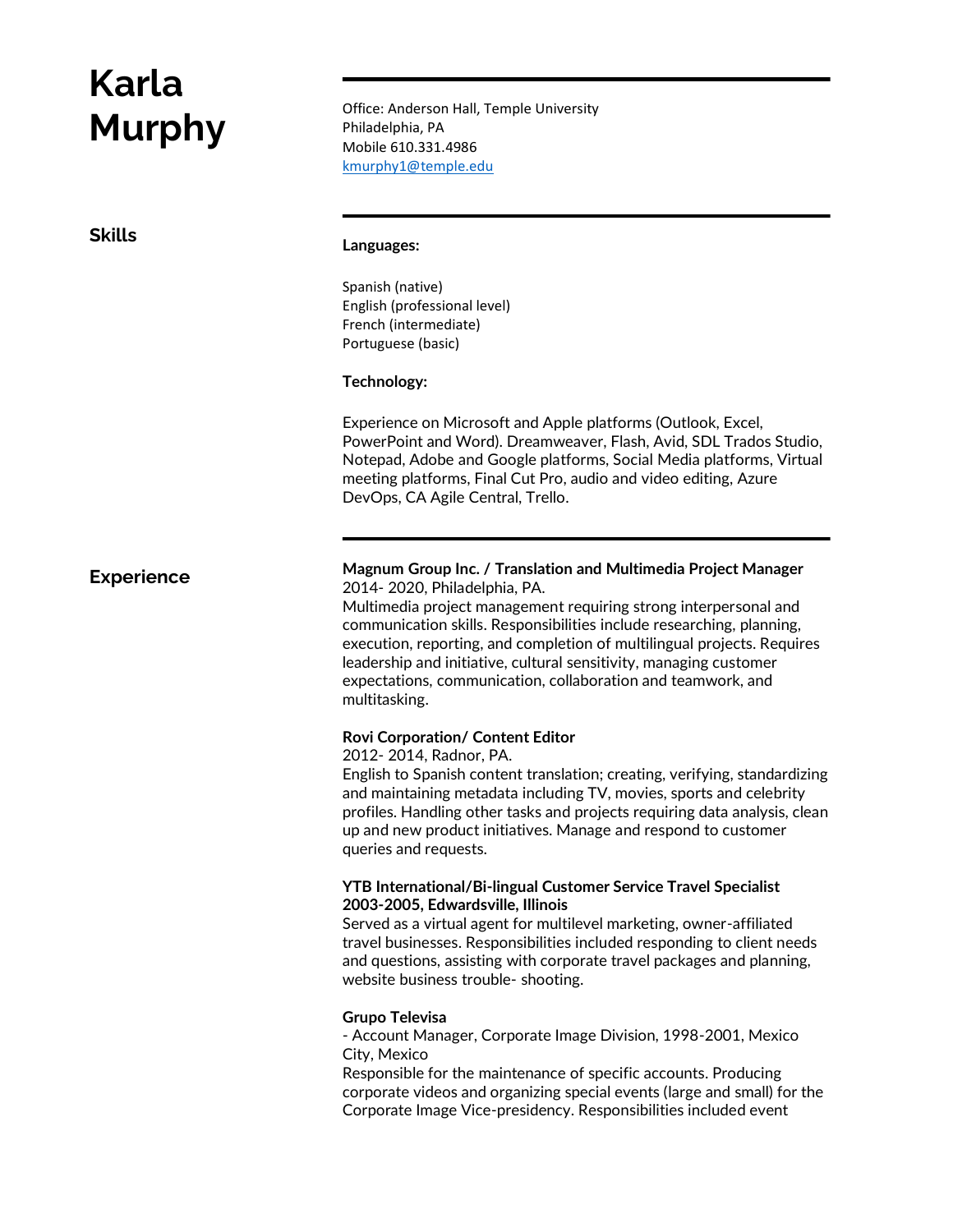# Karla Murphy

Office: Anderson Hall, Temple University
Philadelphia, PA
Mobile 610.331.4986
[kmurphy1@temple.edu](mailto:kmurphy1@temple.edu)

## Skills

**Languages:**

Spanish (native)
English (professional level)
French (intermediate)
Portuguese (basic)

**Technology:**

Experience on Microsoft and Apple platforms (Outlook, Excel, PowerPoint and Word). Dreamweaver, Flash, Avid, SDL Trados Studio, Notepad, Adobe and Google platforms, Social Media platforms, Virtual meeting platforms, Final Cut Pro, audio and video editing, Azure DevOps, CA Agile Central, Trello.

## Experience

**Magnum Group Inc. / Translation and Multimedia Project Manager**
2014- 2020, Philadelphia, PA.
Multimedia project management requiring strong interpersonal and communication skills. Responsibilities include researching, planning, execution, reporting, and completion of multilingual projects. Requires leadership and initiative, cultural sensitivity, managing customer expectations, communication, collaboration and teamwork, and multitasking.

**Rovi Corporation/ Content Editor**
2012- 2014, Radnor, PA.
English to Spanish content translation; creating, verifying, standardizing and maintaining metadata including TV, movies, sports and celebrity profiles. Handling other tasks and projects requiring data analysis, clean up and new product initiatives. Manage and respond to customer queries and requests.

**YTB International/Bi-lingual Customer Service Travel Specialist**
**2003-2005, Edwardsville, Illinois**
Served as a virtual agent for multilevel marketing, owner-affiliated travel businesses. Responsibilities included responding to client needs and questions, assisting with corporate travel packages and planning, website business trouble- shooting.

**Grupo Televisa**
- Account Manager, Corporate Image Division, 1998-2001, Mexico City, Mexico

Responsible for the maintenance of specific accounts. Producing corporate videos and organizing special events (large and small) for the Corporate Image Vice-presidency. Responsibilities included event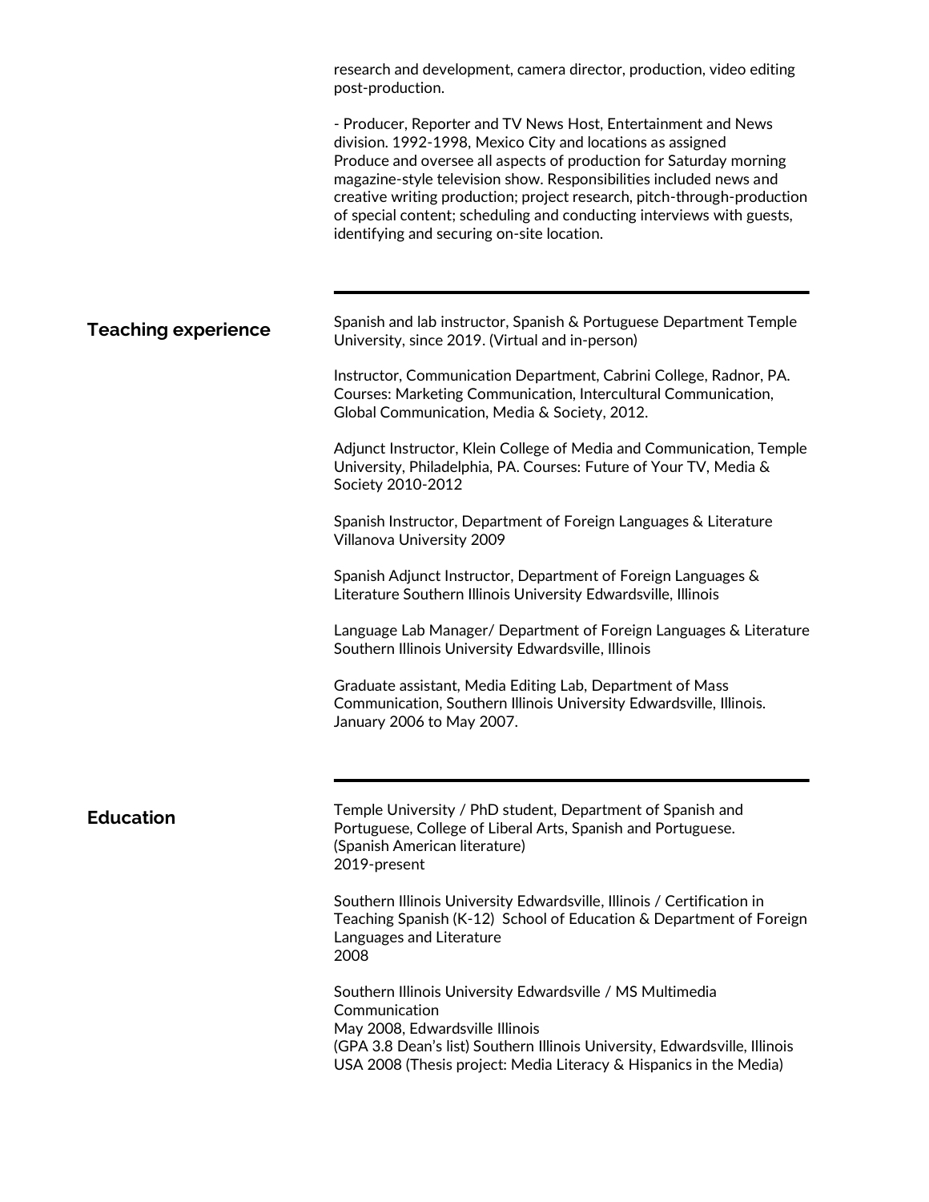research and development, camera director, production, video editing post-production.

- Producer, Reporter and TV News Host, Entertainment and News division. 1992-1998, Mexico City and locations as assigned
Produce and oversee all aspects of production for Saturday morning magazine-style television show. Responsibilities included news and creative writing production; project research, pitch-through-production of special content; scheduling and conducting interviews with guests, identifying and securing on-site location.

---

## Teaching experience

Spanish and lab instructor, Spanish & Portuguese Department Temple University, since 2019. (Virtual and in-person)

Instructor, Communication Department, Cabrini College, Radnor, PA. Courses: Marketing Communication, Intercultural Communication, Global Communication, Media & Society, 2012.

Adjunct Instructor, Klein College of Media and Communication, Temple University, Philadelphia, PA. Courses: Future of Your TV, Media & Society 2010-2012

Spanish Instructor, Department of Foreign Languages & Literature Villanova University 2009

Spanish Adjunct Instructor, Department of Foreign Languages & Literature Southern Illinois University Edwardsville, Illinois

Language Lab Manager/ Department of Foreign Languages & Literature Southern Illinois University Edwardsville, Illinois

Graduate assistant, Media Editing Lab, Department of Mass Communication, Southern Illinois University Edwardsville, Illinois. January 2006 to May 2007.

---

## Education

Temple University / PhD student, Department of Spanish and Portuguese, College of Liberal Arts, Spanish and Portuguese. (Spanish American literature)
2019-present

Southern Illinois University Edwardsville, Illinois / Certification in Teaching Spanish (K-12) School of Education & Department of Foreign Languages and Literature
2008

Southern Illinois University Edwardsville / MS Multimedia Communication
May 2008, Edwardsville Illinois
(GPA 3.8 Dean's list) Southern Illinois University, Edwardsville, Illinois USA 2008 (Thesis project: Media Literacy & Hispanics in the Media)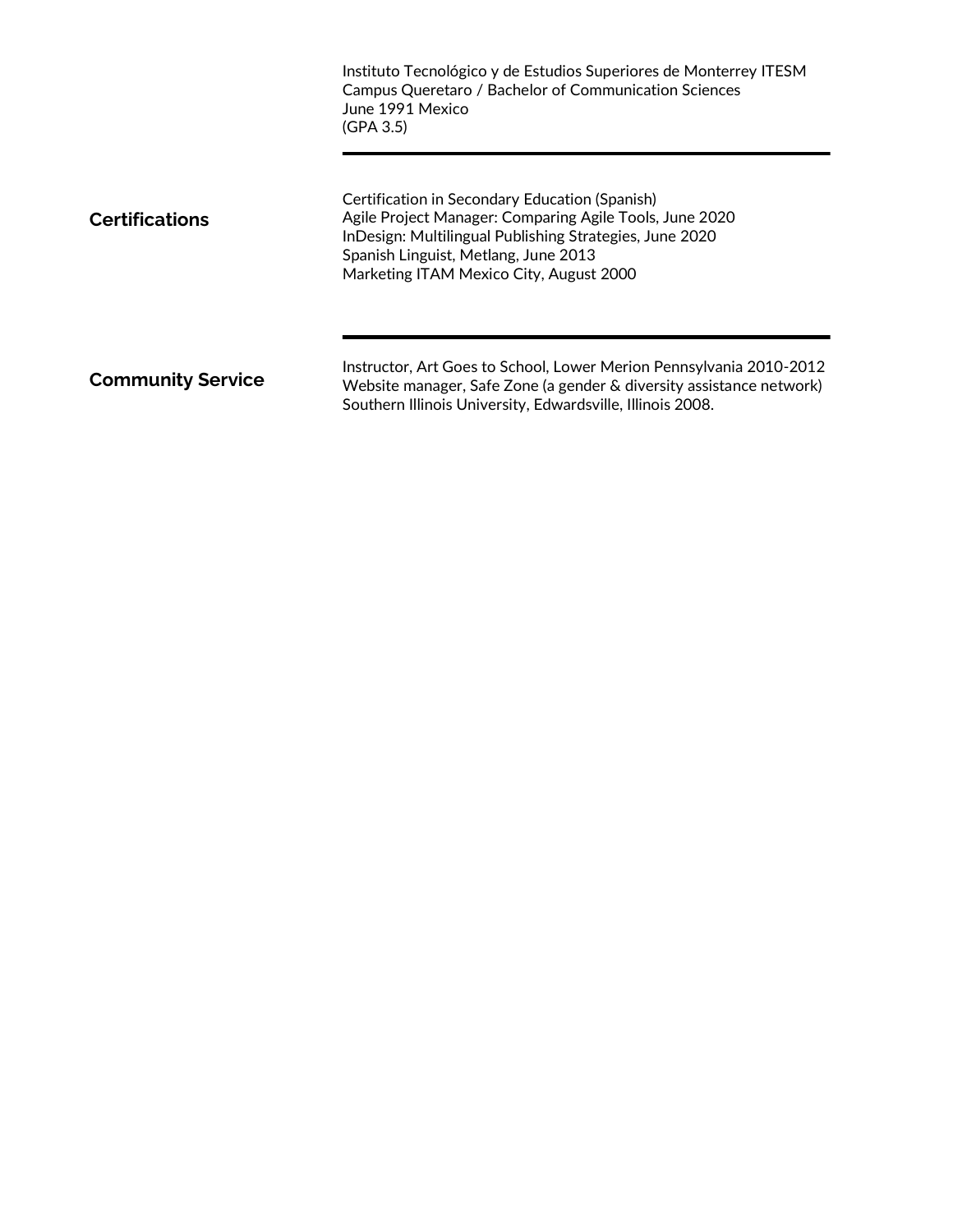Instituto Tecnológico y de Estudios Superiores de Monterrey ITESM
Campus Queretaro / Bachelor of Communication Sciences
June 1991 Mexico
(GPA 3.5)

---

## Certifications

Certification in Secondary Education (Spanish)
Agile Project Manager: Comparing Agile Tools, June 2020
InDesign: Multilingual Publishing Strategies, June 2020
Spanish Linguist, Metlang, June 2013
Marketing ITAM Mexico City, August 2000

---

## Community Service

Instructor, Art Goes to School, Lower Merion Pennsylvania 2010-2012
Website manager, Safe Zone (a gender & diversity assistance network)
Southern Illinois University, Edwardsville, Illinois 2008.